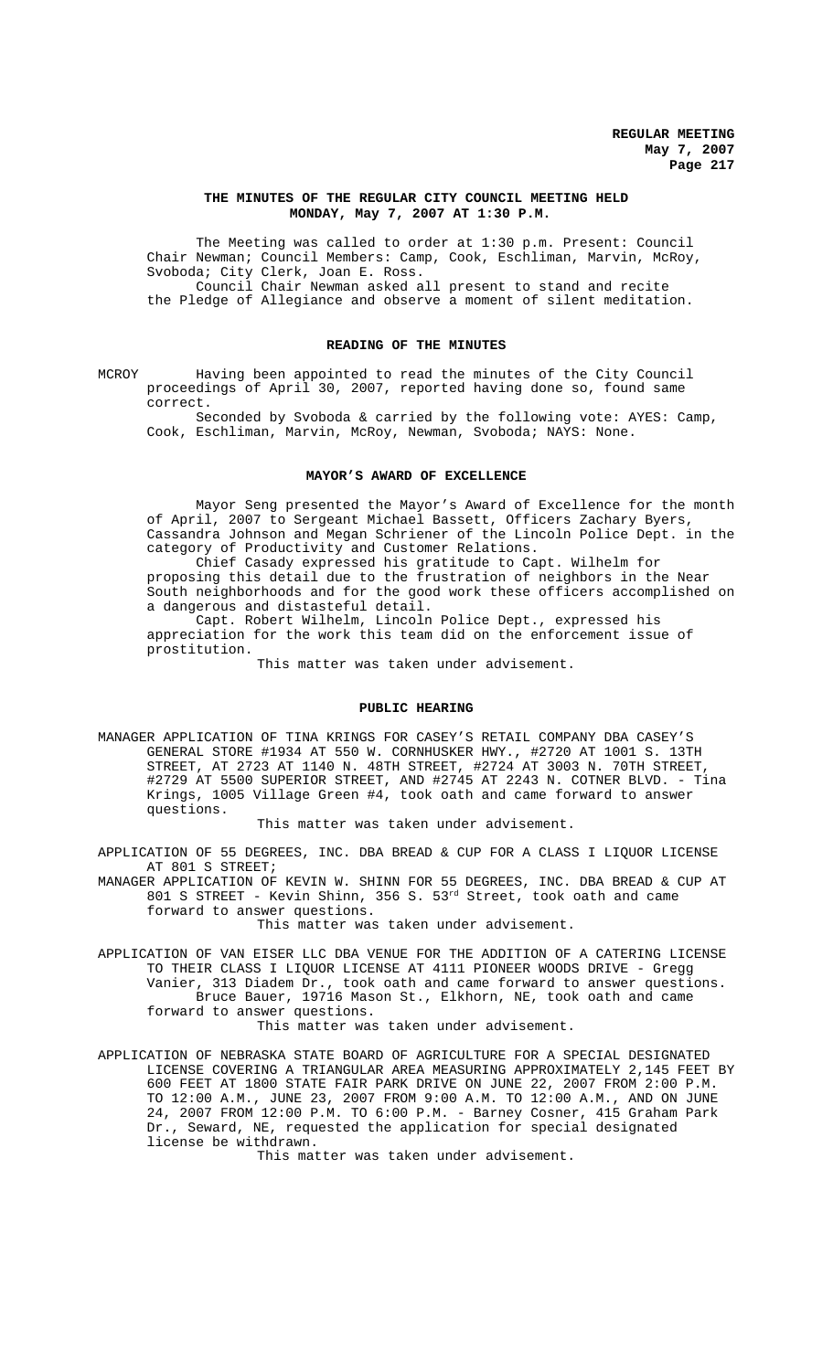# THE MINUTES OF THE REGULAR CITY COUNCIL MEETING HELD MONDAY, May 7, 2007 AT 1:30 P.M.

The Meeting was called to order at 1:30 p.m. Present: Council Chair Newman; Council Members: Camp, Cook, Eschliman, Marvin, McRoy, Svoboda; City Clerk, Joan E. Ross.

Council Chair Newman asked all present to stand and recite the Pledge of Allegiance and observe a moment of silent meditation.

## READING OF THE MINUTES

MCROY Having been appointed to read the minutes of the City Council proceedings of April 30, 2007, reported having done so, found same correct.

Seconded by Svoboda & carried by the following vote: AYES: Camp, Cook, Eschliman, Marvin, McRoy, Newman, Svoboda; NAYS: None.

## MAYOR'S AWARD OF EXCELLENCE

Mayor Seng presented the Mayor's Award of Excellence for the month of April, 2007 to Sergeant Michael Bassett, Officers Zachary Byers, Cassandra Johnson and Megan Schriener of the Lincoln Police Dept. in the category of Productivity and Customer Relations.

Chief Casady expressed his gratitude to Capt. Wilhelm for proposing this detail due to the frustration of neighbors in the Near South neighborhoods and for the good work these officers accomplished on a dangerous and distasteful detail.

Capt. Robert Wilhelm, Lincoln Police Dept., expressed his appreciation for the work this team did on the enforcement issue of prostitution.

This matter was taken under advisement.

## PUBLIC HEARING

MANAGER APPLICATION OF TINA KRINGS FOR CASEY'S RETAIL COMPANY DBA CASEY'S GENERAL STORE #1934 AT 550 W. CORNHUSKER HWY., #2720 AT 1001 S. 13TH STREET, AT 2723 AT 1140 N. 48TH STREET, #2724 AT 3003 N. 70TH STREET, #2729 AT 5500 SUPERIOR STREET, AND #2745 AT 2243 N. COTNER BLVD. - Tina Krings, 1005 Village Green #4, took oath and came forward to answer questions.

This matter was taken under advisement.

APPLICATION OF 55 DEGREES, INC. DBA BREAD & CUP FOR A CLASS I LIQUOR LICENSE AT 801 S STREET;

MANAGER APPLICATION OF KEVIN W. SHINN FOR 55 DEGREES, INC. DBA BREAD & CUP AT 801 S STREET - Kevin Shinn, 356 S. 53rd Street, took oath and came forward to answer questions.

This matter was taken under advisement.

APPLICATION OF VAN EISER LLC DBA VENUE FOR THE ADDITION OF A CATERING LICENSE TO THEIR CLASS I LIQUOR LICENSE AT 4111 PIONEER WOODS DRIVE - Gregg Vanier, 313 Diadem Dr., took oath and came forward to answer questions. Bruce Bauer, 19716 Mason St., Elkhorn, NE, took oath and came forward to answer questions.

This matter was taken under advisement.

APPLICATION OF NEBRASKA STATE BOARD OF AGRICULTURE FOR A SPECIAL DESIGNATED LICENSE COVERING A TRIANGULAR AREA MEASURING APPROXIMATELY 2,145 FEET BY 600 FEET AT 1800 STATE FAIR PARK DRIVE ON JUNE 22, 2007 FROM 2:00 P.M. TO 12:00 A.M., JUNE 23, 2007 FROM 9:00 A.M. TO 12:00 A.M., AND ON JUNE 24, 2007 FROM 12:00 P.M. TO 6:00 P.M. - Barney Cosner, 415 Graham Park Dr., Seward, NE, requested the application for special designated license be withdrawn.

This matter was taken under advisement.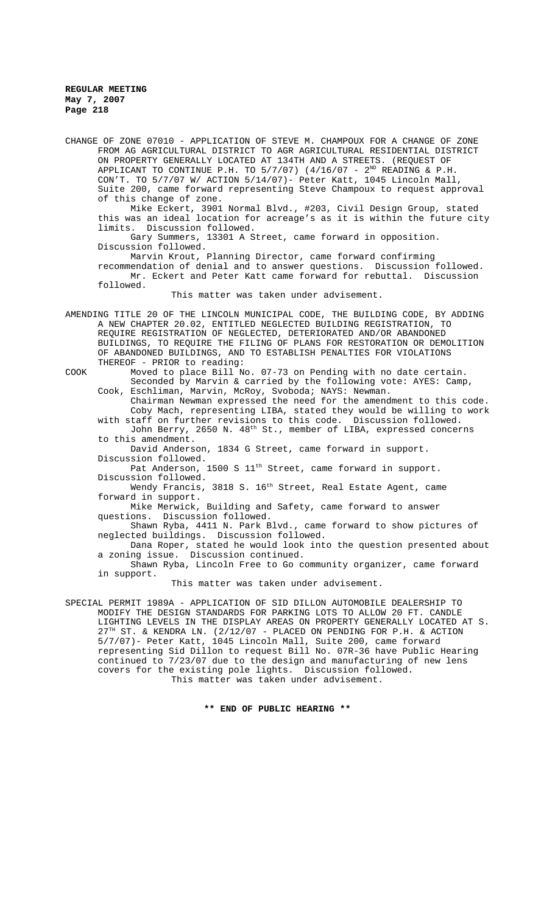CHANGE OF ZONE 07010 - APPLICATION OF STEVE M. CHAMPOUX FOR A CHANGE OF ZONE FROM AG AGRICULTURAL DISTRICT TO AGR AGRICULTURAL RESIDENTIAL DISTRICT ON PROPERTY GENERALLY LOCATED AT 134TH AND A STREETS. (REQUEST OF APPLICANT TO CONTINUE P.H. TO 5/7/07) (4/16/07 - 2ND READING & P.H. CON'T. TO 5/7/07 W/ ACTION 5/14/07)- Peter Katt, 1045 Lincoln Mall, Suite 200, came forward representing Steve Champoux to request approval of this change of zone.

Mike Eckert, 3901 Normal Blvd., #203, Civil Design Group, stated this was an ideal location for acreage's as it is within the future city limits. Discussion followed.

Gary Summers, 13301 A Street, came forward in opposition. Discussion followed.

Marvin Krout, Planning Director, came forward confirming recommendation of denial and to answer questions. Discussion followed.

Mr. Eckert and Peter Katt came forward for rebuttal. Discussion followed.

This matter was taken under advisement.

AMENDING TITLE 20 OF THE LINCOLN MUNICIPAL CODE, THE BUILDING CODE, BY ADDING A NEW CHAPTER 20.02, ENTITLED NEGLECTED BUILDING REGISTRATION, TO REQUIRE REGISTRATION OF NEGLECTED, DETERIORATED AND/OR ABANDONED BUILDINGS, TO REQUIRE THE FILING OF PLANS FOR RESTORATION OR DEMOLITION OF ABANDONED BUILDINGS, AND TO ESTABLISH PENALTIES FOR VIOLATIONS THEREOF - PRIOR to reading:

COOK Moved to place Bill No. 07-73 on Pending with no date certain.

Seconded by Marvin & carried by the following vote: AYES: Camp, Cook, Eschliman, Marvin, McRoy, Svoboda; NAYS: Newman.

Chairman Newman expressed the need for the amendment to this code.

Coby Mach, representing LIBA, stated they would be willing to work with staff on further revisions to this code. Discussion followed.

John Berry, 2650 N. 48th St., member of LIBA, expressed concerns to this amendment.

David Anderson, 1834 G Street, came forward in support. Discussion followed.

Pat Anderson, 1500 S 11th Street, came forward in support. Discussion followed.

Wendy Francis, 3818 S. 16th Street, Real Estate Agent, came forward in support.

Mike Merwick, Building and Safety, came forward to answer questions. Discussion followed.

Shawn Ryba, 4411 N. Park Blvd., came forward to show pictures of neglected buildings. Discussion followed.

Dana Roper, stated he would look into the question presented about a zoning issue. Discussion continued.

Shawn Ryba, Lincoln Free to Go community organizer, came forward in support.

This matter was taken under advisement.

SPECIAL PERMIT 1989A - APPLICATION OF SID DILLON AUTOMOBILE DEALERSHIP TO MODIFY THE DESIGN STANDARDS FOR PARKING LOTS TO ALLOW 20 FT. CANDLE LIGHTING LEVELS IN THE DISPLAY AREAS ON PROPERTY GENERALLY LOCATED AT S. 27TH ST. & KENDRA LN. (2/12/07 - PLACED ON PENDING FOR P.H. & ACTION 5/7/07)- Peter Katt, 1045 Lincoln Mall, Suite 200, came forward representing Sid Dillon to request Bill No. 07R-36 have Public Hearing continued to 7/23/07 due to the design and manufacturing of new lens covers for the existing pole lights. Discussion followed.

This matter was taken under advisement.

**\*\* END OF PUBLIC HEARING \*\***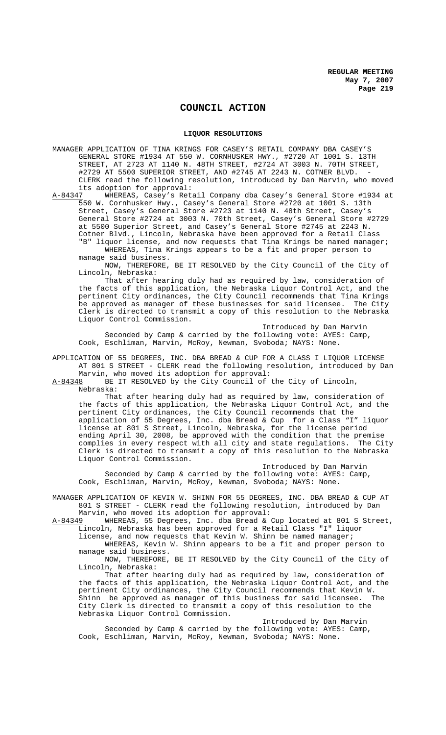# COUNCIL ACTION

## LIQUOR RESOLUTIONS

MANAGER APPLICATION OF TINA KRINGS FOR CASEY'S RETAIL COMPANY DBA CASEY'S GENERAL STORE #1934 AT 550 W. CORNHUSKER HWY., #2720 AT 1001 S. 13TH STREET, AT 2723 AT 1140 N. 48TH STREET, #2724 AT 3003 N. 70TH STREET, #2729 AT 5500 SUPERIOR STREET, AND #2745 AT 2243 N. COTNER BLVD. - CLERK read the following resolution, introduced by Dan Marvin, who moved its adoption for approval:

A-84347 WHEREAS, Casey's Retail Company dba Casey's General Store #1934 at 550 W. Cornhusker Hwy., Casey's General Store #2720 at 1001 S. 13th Street, Casey's General Store #2723 at 1140 N. 48th Street, Casey's General Store #2724 at 3003 N. 70th Street, Casey's General Store #2729 at 5500 Superior Street, and Casey's General Store #2745 at 2243 N. Cotner Blvd., Lincoln, Nebraska have been approved for a Retail Class "B" liquor license, and now requests that Tina Krings be named manager;

WHEREAS, Tina Krings appears to be a fit and proper person to manage said business.

NOW, THEREFORE, BE IT RESOLVED by the City Council of the City of Lincoln, Nebraska:

That after hearing duly had as required by law, consideration of the facts of this application, the Nebraska Liquor Control Act, and the pertinent City ordinances, the City Council recommends that Tina Krings be approved as manager of these businesses for said licensee. The City Clerk is directed to transmit a copy of this resolution to the Nebraska Liquor Control Commission.

Introduced by Dan Marvin

Seconded by Camp & carried by the following vote: AYES: Camp, Cook, Eschliman, Marvin, McRoy, Newman, Svoboda; NAYS: None.

APPLICATION OF 55 DEGREES, INC. DBA BREAD & CUP FOR A CLASS I LIQUOR LICENSE AT 801 S STREET - CLERK read the following resolution, introduced by Dan Marvin, who moved its adoption for approval:

A-84348 BE IT RESOLVED by the City Council of the City of Lincoln, Nebraska:

That after hearing duly had as required by law, consideration of the facts of this application, the Nebraska Liquor Control Act, and the pertinent City ordinances, the City Council recommends that the application of 55 Degrees, Inc. dba Bread & Cup for a Class "I" liquor license at 801 S Street, Lincoln, Nebraska, for the license period ending April 30, 2008, be approved with the condition that the premise complies in every respect with all city and state regulations. The City Clerk is directed to transmit a copy of this resolution to the Nebraska Liquor Control Commission.

Introduced by Dan Marvin

Seconded by Camp & carried by the following vote: AYES: Camp, Cook, Eschliman, Marvin, McRoy, Newman, Svoboda; NAYS: None.

MANAGER APPLICATION OF KEVIN W. SHINN FOR 55 DEGREES, INC. DBA BREAD & CUP AT 801 S STREET - CLERK read the following resolution, introduced by Dan Marvin, who moved its adoption for approval:

A-84349 WHEREAS, 55 Degrees, Inc. dba Bread & Cup located at 801 S Street, Lincoln, Nebraska has been approved for a Retail Class "I" liquor license, and now requests that Kevin W. Shinn be named manager;

WHEREAS, Kevin W. Shinn appears to be a fit and proper person to manage said business.

NOW, THEREFORE, BE IT RESOLVED by the City Council of the City of Lincoln, Nebraska:

That after hearing duly had as required by law, consideration of the facts of this application, the Nebraska Liquor Control Act, and the pertinent City ordinances, the City Council recommends that Kevin W. Shinn be approved as manager of this business for said licensee. The City Clerk is directed to transmit a copy of this resolution to the Nebraska Liquor Control Commission.

Introduced by Dan Marvin

Seconded by Camp & carried by the following vote: AYES: Camp, Cook, Eschliman, Marvin, McRoy, Newman, Svoboda; NAYS: None.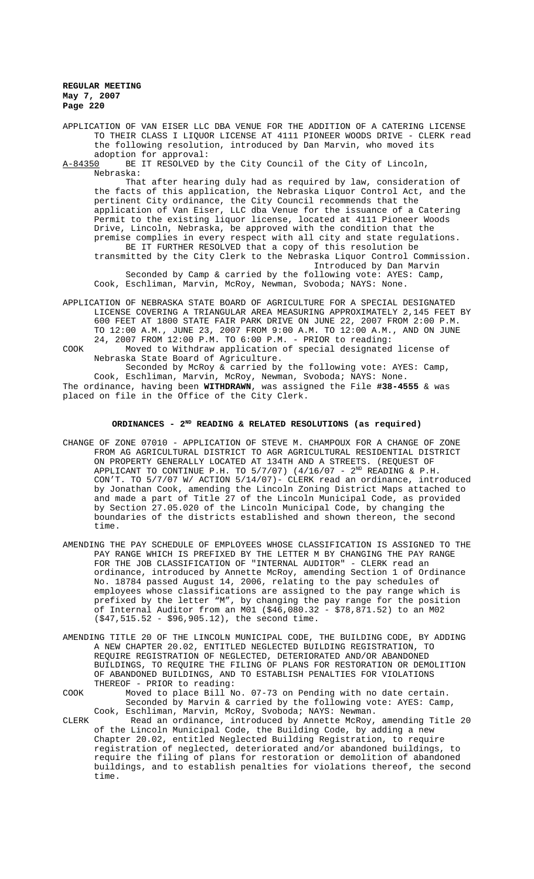APPLICATION OF VAN EISER LLC DBA VENUE FOR THE ADDITION OF A CATERING LICENSE TO THEIR CLASS I LIQUOR LICENSE AT 4111 PIONEER WOODS DRIVE - CLERK read the following resolution, introduced by Dan Marvin, who moved its adoption for approval:

A-84350 BE IT RESOLVED by the City Council of the City of Lincoln, Nebraska:

That after hearing duly had as required by law, consideration of the facts of this application, the Nebraska Liquor Control Act, and the pertinent City ordinance, the City Council recommends that the application of Van Eiser, LLC dba Venue for the issuance of a Catering Permit to the existing liquor license, located at 4111 Pioneer Woods Drive, Lincoln, Nebraska, be approved with the condition that the premise complies in every respect with all city and state regulations.

BE IT FURTHER RESOLVED that a copy of this resolution be transmitted by the City Clerk to the Nebraska Liquor Control Commission.

Introduced by Dan Marvin

Seconded by Camp & carried by the following vote: AYES: Camp, Cook, Eschliman, Marvin, McRoy, Newman, Svoboda; NAYS: None.

APPLICATION OF NEBRASKA STATE BOARD OF AGRICULTURE FOR A SPECIAL DESIGNATED LICENSE COVERING A TRIANGULAR AREA MEASURING APPROXIMATELY 2,145 FEET BY 600 FEET AT 1800 STATE FAIR PARK DRIVE ON JUNE 22, 2007 FROM 2:00 P.M. TO 12:00 A.M., JUNE 23, 2007 FROM 9:00 A.M. TO 12:00 A.M., AND ON JUNE 24, 2007 FROM 12:00 P.M. TO 6:00 P.M. - PRIOR to reading:

COOK Moved to Withdraw application of special designated license of Nebraska State Board of Agriculture.

Seconded by McRoy & carried by the following vote: AYES: Camp, Cook, Eschliman, Marvin, McRoy, Newman, Svoboda; NAYS: None.

The ordinance, having been **WITHDRAWN**, was assigned the File **#38-4555** & was placed on file in the Office of the City Clerk.

## ORDINANCES - 2ND READING & RELATED RESOLUTIONS (as required)

CHANGE OF ZONE 07010 - APPLICATION OF STEVE M. CHAMPOUX FOR A CHANGE OF ZONE FROM AG AGRICULTURAL DISTRICT TO AGR AGRICULTURAL RESIDENTIAL DISTRICT ON PROPERTY GENERALLY LOCATED AT 134TH AND A STREETS. (REQUEST OF APPLICANT TO CONTINUE P.H. TO 5/7/07) (4/16/07 - 2ND READING & P.H. CON'T. TO 5/7/07 W/ ACTION 5/14/07)- CLERK read an ordinance, introduced by Jonathan Cook, amending the Lincoln Zoning District Maps attached to and made a part of Title 27 of the Lincoln Municipal Code, as provided by Section 27.05.020 of the Lincoln Municipal Code, by changing the boundaries of the districts established and shown thereon, the second time.

AMENDING THE PAY SCHEDULE OF EMPLOYEES WHOSE CLASSIFICATION IS ASSIGNED TO THE PAY RANGE WHICH IS PREFIXED BY THE LETTER M BY CHANGING THE PAY RANGE FOR THE JOB CLASSIFICATION OF "INTERNAL AUDITOR" - CLERK read an ordinance, introduced by Annette McRoy, amending Section 1 of Ordinance No. 18784 passed August 14, 2006, relating to the pay schedules of employees whose classifications are assigned to the pay range which is prefixed by the letter "M", by changing the pay range for the position of Internal Auditor from an M01 ($46,080.32 - $78,871.52) to an M02 ($47,515.52 - $96,905.12), the second time.

AMENDING TITLE 20 OF THE LINCOLN MUNICIPAL CODE, THE BUILDING CODE, BY ADDING A NEW CHAPTER 20.02, ENTITLED NEGLECTED BUILDING REGISTRATION, TO REQUIRE REGISTRATION OF NEGLECTED, DETERIORATED AND/OR ABANDONED BUILDINGS, TO REQUIRE THE FILING OF PLANS FOR RESTORATION OR DEMOLITION OF ABANDONED BUILDINGS, AND TO ESTABLISH PENALTIES FOR VIOLATIONS THEREOF - PRIOR to reading:

COOK Moved to place Bill No. 07-73 on Pending with no date certain.

Seconded by Marvin & carried by the following vote: AYES: Camp, Cook, Eschliman, Marvin, McRoy, Svoboda; NAYS: Newman.

CLERK Read an ordinance, introduced by Annette McRoy, amending Title 20 of the Lincoln Municipal Code, the Building Code, by adding a new Chapter 20.02, entitled Neglected Building Registration, to require registration of neglected, deteriorated and/or abandoned buildings, to require the filing of plans for restoration or demolition of abandoned buildings, and to establish penalties for violations thereof, the second time.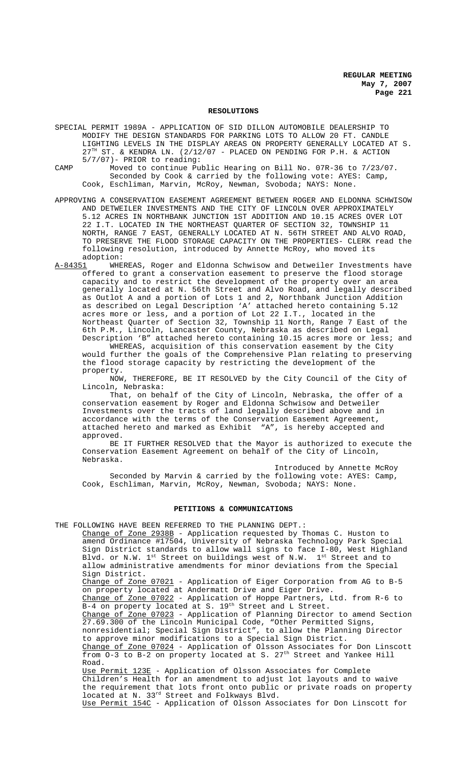## RESOLUTIONS

SPECIAL PERMIT 1989A - APPLICATION OF SID DILLON AUTOMOBILE DEALERSHIP TO MODIFY THE DESIGN STANDARDS FOR PARKING LOTS TO ALLOW 20 FT. CANDLE LIGHTING LEVELS IN THE DISPLAY AREAS ON PROPERTY GENERALLY LOCATED AT S. 27TH ST. & KENDRA LN. (2/12/07 - PLACED ON PENDING FOR P.H. & ACTION 5/7/07)- PRIOR to reading:

CAMP Moved to continue Public Hearing on Bill No. 07R-36 to 7/23/07.
Seconded by Cook & carried by the following vote: AYES: Camp, Cook, Eschliman, Marvin, McRoy, Newman, Svoboda; NAYS: None.

APPROVING A CONSERVATION EASEMENT AGREEMENT BETWEEN ROGER AND ELDONNA SCHWISOW AND DETWEILER INVESTMENTS AND THE CITY OF LINCOLN OVER APPROXIMATELY 5.12 ACRES IN NORTHBANK JUNCTION 1ST ADDITION AND 10.15 ACRES OVER LOT 22 I.T. LOCATED IN THE NORTHEAST QUARTER OF SECTION 32, TOWNSHIP 11 NORTH, RANGE 7 EAST, GENERALLY LOCATED AT N. 56TH STREET AND ALVO ROAD, TO PRESERVE THE FLOOD STORAGE CAPACITY ON THE PROPERTIES- CLERK read the following resolution, introduced by Annette McRoy, who moved its adoption:

A-84351 WHEREAS, Roger and Eldonna Schwisow and Detweiler Investments have offered to grant a conservation easement to preserve the flood storage capacity and to restrict the development of the property over an area generally located at N. 56th Street and Alvo Road, and legally described as Outlot A and a portion of Lots 1 and 2, Northbank Junction Addition as described on Legal Description 'A' attached hereto containing 5.12 acres more or less, and a portion of Lot 22 I.T., located in the Northeast Quarter of Section 32, Township 11 North, Range 7 East of the 6th P.M., Lincoln, Lancaster County, Nebraska as described on Legal Description 'B" attached hereto containing 10.15 acres more or less; and

WHEREAS, acquisition of this conservation easement by the City would further the goals of the Comprehensive Plan relating to preserving the flood storage capacity by restricting the development of the property.

NOW, THEREFORE, BE IT RESOLVED by the City Council of the City of Lincoln, Nebraska:

That, on behalf of the City of Lincoln, Nebraska, the offer of a conservation easement by Roger and Eldonna Schwisow and Detweiler Investments over the tracts of land legally described above and in accordance with the terms of the Conservation Easement Agreement, attached hereto and marked as Exhibit "A", is hereby accepted and approved.

BE IT FURTHER RESOLVED that the Mayor is authorized to execute the Conservation Easement Agreement on behalf of the City of Lincoln, Nebraska.

Introduced by Annette McRoy

Seconded by Marvin & carried by the following vote: AYES: Camp, Cook, Eschliman, Marvin, McRoy, Newman, Svoboda; NAYS: None.

## PETITIONS & COMMUNICATIONS

THE FOLLOWING HAVE BEEN REFERRED TO THE PLANNING DEPT.:

Change of Zone 2938B - Application requested by Thomas C. Huston to amend Ordinance #17504, University of Nebraska Technology Park Special Sign District standards to allow wall signs to face I-80, West Highland Blvd. or N.W. 1st Street on buildings west of N.W. 1st Street and to allow administrative amendments for minor deviations from the Special Sign District.

Change of Zone 07021 - Application of Eiger Corporation from AG to B-5 on property located at Andermatt Drive and Eiger Drive.

Change of Zone 07022 - Application of Hoppe Partners, Ltd. from R-6 to B-4 on property located at S. 19th Street and L Street.

Change of Zone 07023 - Application of Planning Director to amend Section 27.69.300 of the Lincoln Municipal Code, "Other Permitted Signs, nonresidential; Special Sign District", to allow the Planning Director to approve minor modifications to a Special Sign District.

Change of Zone 07024 - Application of Olsson Associates for Don Linscott from O-3 to B-2 on property located at S. 27th Street and Yankee Hill Road.

Use Permit 123E - Application of Olsson Associates for Complete Children's Health for an amendment to adjust lot layouts and to waive the requirement that lots front onto public or private roads on property located at N. 33rd Street and Folkways Blvd.

Use Permit 154C - Application of Olsson Associates for Don Linscott for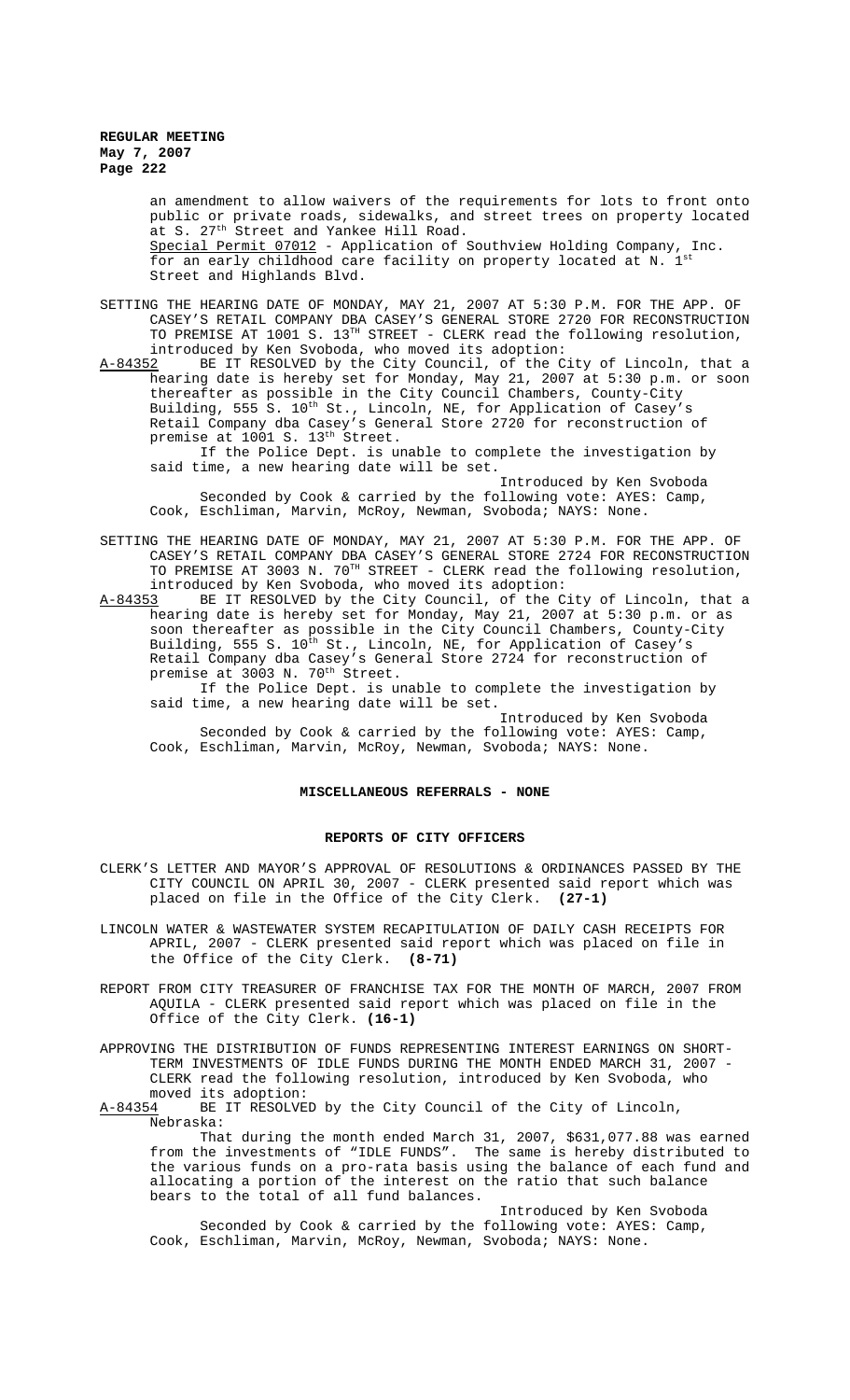an amendment to allow waivers of the requirements for lots to front onto public or private roads, sidewalks, and street trees on property located at S. 27th Street and Yankee Hill Road.

Special Permit 07012 - Application of Southview Holding Company, Inc. for an early childhood care facility on property located at N. 1st Street and Highlands Blvd.

SETTING THE HEARING DATE OF MONDAY, MAY 21, 2007 AT 5:30 P.M. FOR THE APP. OF CASEY'S RETAIL COMPANY DBA CASEY'S GENERAL STORE 2720 FOR RECONSTRUCTION TO PREMISE AT 1001 S. 13TH STREET - CLERK read the following resolution, introduced by Ken Svoboda, who moved its adoption:

A-84352 BE IT RESOLVED by the City Council, of the City of Lincoln, that a hearing date is hereby set for Monday, May 21, 2007 at 5:30 p.m. or soon thereafter as possible in the City Council Chambers, County-City Building, 555 S. 10th St., Lincoln, NE, for Application of Casey's Retail Company dba Casey's General Store 2720 for reconstruction of premise at 1001 S. 13th Street.

If the Police Dept. is unable to complete the investigation by said time, a new hearing date will be set.

Introduced by Ken Svoboda

Seconded by Cook & carried by the following vote: AYES: Camp, Cook, Eschliman, Marvin, McRoy, Newman, Svoboda; NAYS: None.

SETTING THE HEARING DATE OF MONDAY, MAY 21, 2007 AT 5:30 P.M. FOR THE APP. OF CASEY'S RETAIL COMPANY DBA CASEY'S GENERAL STORE 2724 FOR RECONSTRUCTION TO PREMISE AT 3003 N. 70TH STREET - CLERK read the following resolution, introduced by Ken Svoboda, who moved its adoption:

A-84353 BE IT RESOLVED by the City Council, of the City of Lincoln, that a hearing date is hereby set for Monday, May 21, 2007 at 5:30 p.m. or as soon thereafter as possible in the City Council Chambers, County-City Building, 555 S. 10th St., Lincoln, NE, for Application of Casey's Retail Company dba Casey's General Store 2724 for reconstruction of premise at 3003 N. 70th Street.

If the Police Dept. is unable to complete the investigation by said time, a new hearing date will be set.

Introduced by Ken Svoboda

Seconded by Cook & carried by the following vote: AYES: Camp, Cook, Eschliman, Marvin, McRoy, Newman, Svoboda; NAYS: None.

## MISCELLANEOUS REFERRALS - NONE

## REPORTS OF CITY OFFICERS

CLERK'S LETTER AND MAYOR'S APPROVAL OF RESOLUTIONS & ORDINANCES PASSED BY THE CITY COUNCIL ON APRIL 30, 2007 - CLERK presented said report which was placed on file in the Office of the City Clerk. **(27-1)**

LINCOLN WATER & WASTEWATER SYSTEM RECAPITULATION OF DAILY CASH RECEIPTS FOR APRIL, 2007 - CLERK presented said report which was placed on file in the Office of the City Clerk. **(8-71)**

REPORT FROM CITY TREASURER OF FRANCHISE TAX FOR THE MONTH OF MARCH, 2007 FROM AQUILA - CLERK presented said report which was placed on file in the Office of the City Clerk. **(16-1)**

APPROVING THE DISTRIBUTION OF FUNDS REPRESENTING INTEREST EARNINGS ON SHORT-TERM INVESTMENTS OF IDLE FUNDS DURING THE MONTH ENDED MARCH 31, 2007 - CLERK read the following resolution, introduced by Ken Svoboda, who moved its adoption:

A-84354 BE IT RESOLVED by the City Council of the City of Lincoln, Nebraska:

That during the month ended March 31, 2007, $631,077.88 was earned from the investments of "IDLE FUNDS". The same is hereby distributed to the various funds on a pro-rata basis using the balance of each fund and allocating a portion of the interest on the ratio that such balance bears to the total of all fund balances.

Introduced by Ken Svoboda

Seconded by Cook & carried by the following vote: AYES: Camp, Cook, Eschliman, Marvin, McRoy, Newman, Svoboda; NAYS: None.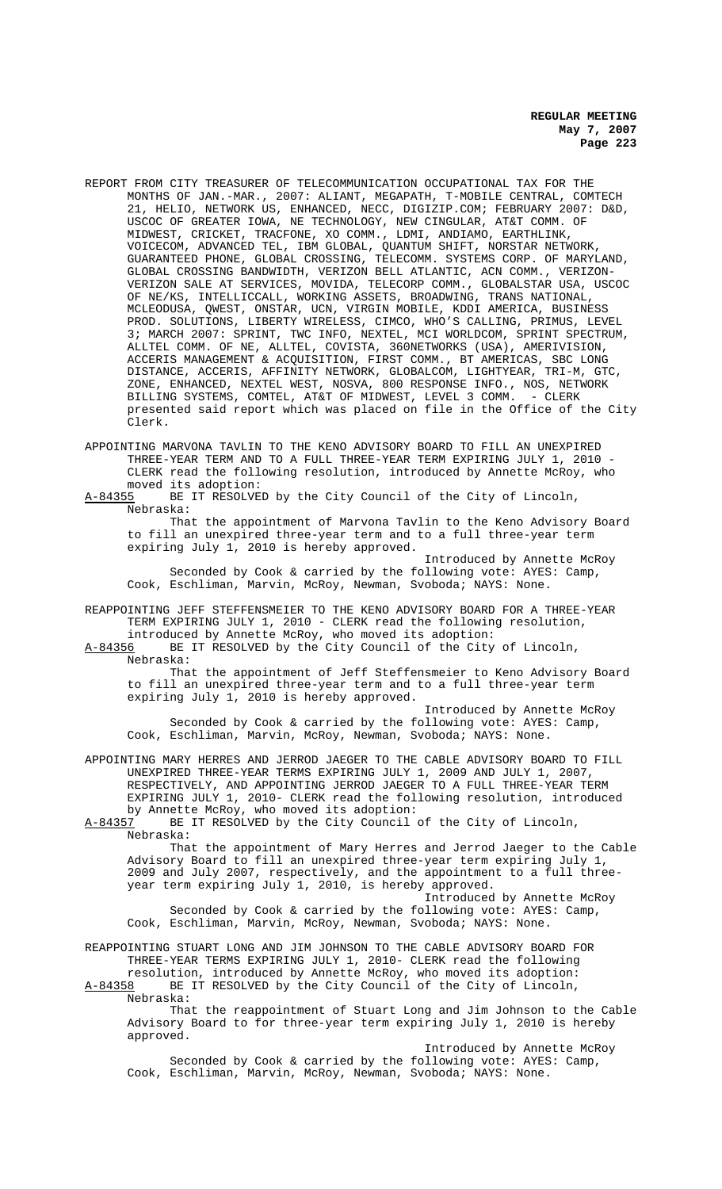REPORT FROM CITY TREASURER OF TELECOMMUNICATION OCCUPATIONAL TAX FOR THE MONTHS OF JAN.-MAR., 2007: ALIANT, MEGAPATH, T-MOBILE CENTRAL, COMTECH 21, HELIO, NETWORK US, ENHANCED, NECC, DIGIZIP.COM; FEBRUARY 2007: D&D, USCOC OF GREATER IOWA, NE TECHNOLOGY, NEW CINGULAR, AT&T COMM. OF MIDWEST, CRICKET, TRACFONE, XO COMM., LDMI, ANDIAMO, EARTHLINK, VOICECOM, ADVANCED TEL, IBM GLOBAL, QUANTUM SHIFT, NORSTAR NETWORK, GUARANTEED PHONE, GLOBAL CROSSING, TELECOMM. SYSTEMS CORP. OF MARYLAND, GLOBAL CROSSING BANDWIDTH, VERIZON BELL ATLANTIC, ACN COMM., VERIZON-VERIZON SALE AT SERVICES, MOVIDA, TELECORP COMM., GLOBALSTAR USA, USCOC OF NE/KS, INTELLICCALL, WORKING ASSETS, BROADWING, TRANS NATIONAL, MCLEODUSA, QWEST, ONSTAR, UCN, VIRGIN MOBILE, KDDI AMERICA, BUSINESS PROD. SOLUTIONS, LIBERTY WIRELESS, CIMCO, WHO'S CALLING, PRIMUS, LEVEL 3; MARCH 2007: SPRINT, TWC INFO, NEXTEL, MCI WORLDCOM, SPRINT SPECTRUM, ALLTEL COMM. OF NE, ALLTEL, COVISTA, 360NETWORKS (USA), AMERIVISION, ACCERIS MANAGEMENT & ACQUISITION, FIRST COMM., BT AMERICAS, SBC LONG DISTANCE, ACCERIS, AFFINITY NETWORK, GLOBALCOM, LIGHTYEAR, TRI-M, GTC, ZONE, ENHANCED, NEXTEL WEST, NOSVA, 800 RESPONSE INFO., NOS, NETWORK BILLING SYSTEMS, COMTEL, AT&T OF MIDWEST, LEVEL 3 COMM. - CLERK presented said report which was placed on file in the Office of the City Clerk.

APPOINTING MARVONA TAVLIN TO THE KENO ADVISORY BOARD TO FILL AN UNEXPIRED THREE-YEAR TERM AND TO A FULL THREE-YEAR TERM EXPIRING JULY 1, 2010 - CLERK read the following resolution, introduced by Annette McRoy, who moved its adoption:

A-84355 BE IT RESOLVED by the City Council of the City of Lincoln, Nebraska:

That the appointment of Marvona Tavlin to the Keno Advisory Board to fill an unexpired three-year term and to a full three-year term expiring July 1, 2010 is hereby approved.

Introduced by Annette McRoy

Seconded by Cook & carried by the following vote: AYES: Camp, Cook, Eschliman, Marvin, McRoy, Newman, Svoboda; NAYS: None.

REAPPOINTING JEFF STEFFENSMEIER TO THE KENO ADVISORY BOARD FOR A THREE-YEAR TERM EXPIRING JULY 1, 2010 - CLERK read the following resolution, introduced by Annette McRoy, who moved its adoption:

A-84356 BE IT RESOLVED by the City Council of the City of Lincoln, Nebraska:

That the appointment of Jeff Steffensmeier to Keno Advisory Board to fill an unexpired three-year term and to a full three-year term expiring July 1, 2010 is hereby approved.

Introduced by Annette McRoy

Seconded by Cook & carried by the following vote: AYES: Camp, Cook, Eschliman, Marvin, McRoy, Newman, Svoboda; NAYS: None.

APPOINTING MARY HERRES AND JERROD JAEGER TO THE CABLE ADVISORY BOARD TO FILL UNEXPIRED THREE-YEAR TERMS EXPIRING JULY 1, 2009 AND JULY 1, 2007, RESPECTIVELY, AND APPOINTING JERROD JAEGER TO A FULL THREE-YEAR TERM EXPIRING JULY 1, 2010- CLERK read the following resolution, introduced by Annette McRoy, who moved its adoption:

A-84357 BE IT RESOLVED by the City Council of the City of Lincoln, Nebraska:

That the appointment of Mary Herres and Jerrod Jaeger to the Cable Advisory Board to fill an unexpired three-year term expiring July 1, 2009 and July 2007, respectively, and the appointment to a full three-year term expiring July 1, 2010, is hereby approved.

Introduced by Annette McRoy

Seconded by Cook & carried by the following vote: AYES: Camp, Cook, Eschliman, Marvin, McRoy, Newman, Svoboda; NAYS: None.

REAPPOINTING STUART LONG AND JIM JOHNSON TO THE CABLE ADVISORY BOARD FOR THREE-YEAR TERMS EXPIRING JULY 1, 2010- CLERK read the following resolution, introduced by Annette McRoy, who moved its adoption:

A-84358 BE IT RESOLVED by the City Council of the City of Lincoln, Nebraska:

That the reappointment of Stuart Long and Jim Johnson to the Cable Advisory Board to for three-year term expiring July 1, 2010 is hereby approved.

Introduced by Annette McRoy

Seconded by Cook & carried by the following vote: AYES: Camp, Cook, Eschliman, Marvin, McRoy, Newman, Svoboda; NAYS: None.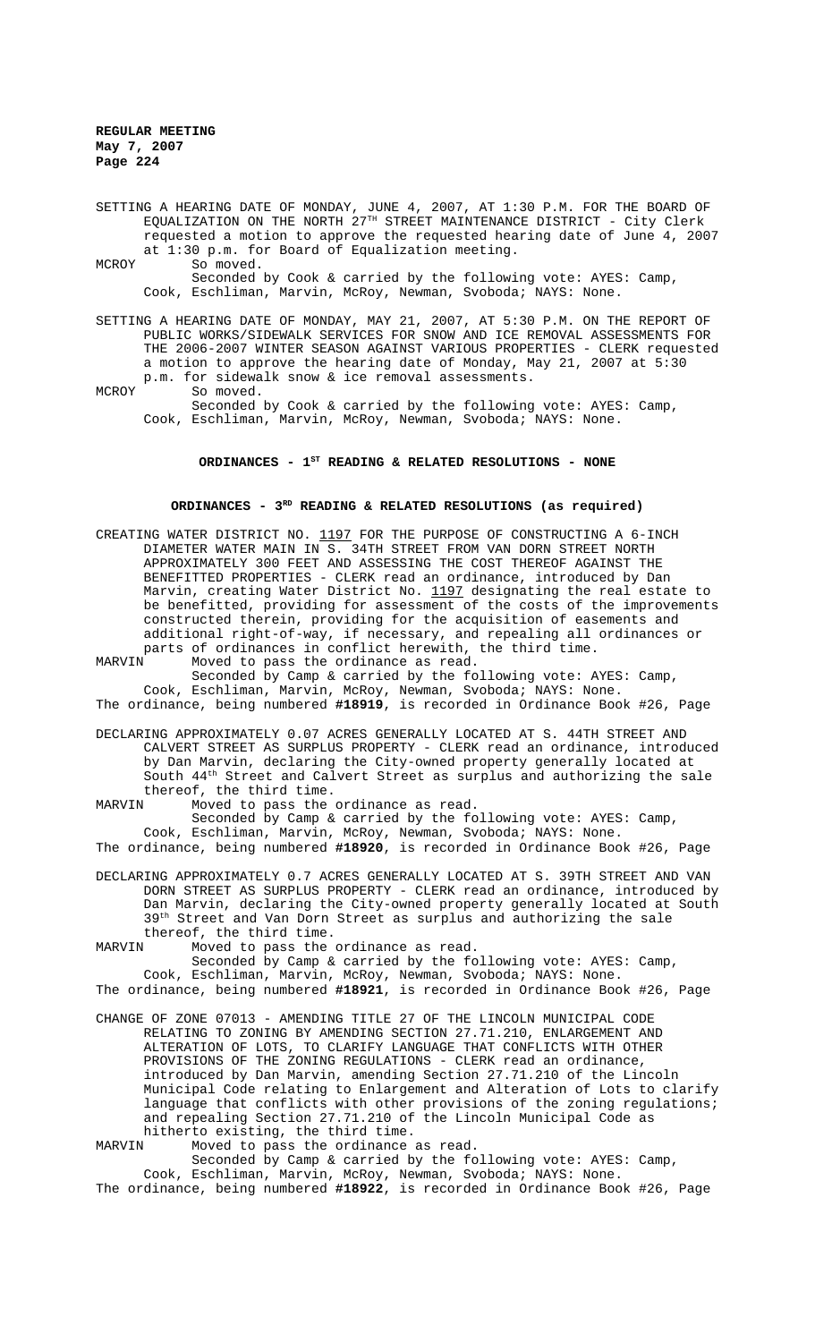SETTING A HEARING DATE OF MONDAY, JUNE 4, 2007, AT 1:30 P.M. FOR THE BOARD OF EQUALIZATION ON THE NORTH 27TH STREET MAINTENANCE DISTRICT - City Clerk requested a motion to approve the requested hearing date of June 4, 2007 at 1:30 p.m. for Board of Equalization meeting.

MCROY So moved.

Seconded by Cook & carried by the following vote: AYES: Camp, Cook, Eschliman, Marvin, McRoy, Newman, Svoboda; NAYS: None.

SETTING A HEARING DATE OF MONDAY, MAY 21, 2007, AT 5:30 P.M. ON THE REPORT OF PUBLIC WORKS/SIDEWALK SERVICES FOR SNOW AND ICE REMOVAL ASSESSMENTS FOR THE 2006-2007 WINTER SEASON AGAINST VARIOUS PROPERTIES - CLERK requested a motion to approve the hearing date of Monday, May 21, 2007 at 5:30 p.m. for sidewalk snow & ice removal assessments.

MCROY So moved.

Seconded by Cook & carried by the following vote: AYES: Camp, Cook, Eschliman, Marvin, McRoy, Newman, Svoboda; NAYS: None.

## ORDINANCES - 1ST READING & RELATED RESOLUTIONS - NONE

## ORDINANCES - 3RD READING & RELATED RESOLUTIONS (as required)

CREATING WATER DISTRICT NO. 1197 FOR THE PURPOSE OF CONSTRUCTING A 6-INCH DIAMETER WATER MAIN IN S. 34TH STREET FROM VAN DORN STREET NORTH APPROXIMATELY 300 FEET AND ASSESSING THE COST THEREOF AGAINST THE BENEFITTED PROPERTIES - CLERK read an ordinance, introduced by Dan Marvin, creating Water District No. 1197 designating the real estate to be benefitted, providing for assessment of the costs of the improvements constructed therein, providing for the acquisition of easements and additional right-of-way, if necessary, and repealing all ordinances or parts of ordinances in conflict herewith, the third time.

MARVIN Moved to pass the ordinance as read.

Seconded by Camp & carried by the following vote: AYES: Camp, Cook, Eschliman, Marvin, McRoy, Newman, Svoboda; NAYS: None.

The ordinance, being numbered **#18919**, is recorded in Ordinance Book #26, Page

DECLARING APPROXIMATELY 0.07 ACRES GENERALLY LOCATED AT S. 44TH STREET AND CALVERT STREET AS SURPLUS PROPERTY - CLERK read an ordinance, introduced by Dan Marvin, declaring the City-owned property generally located at South 44th Street and Calvert Street as surplus and authorizing the sale thereof, the third time.

MARVIN Moved to pass the ordinance as read.

Seconded by Camp & carried by the following vote: AYES: Camp, Cook, Eschliman, Marvin, McRoy, Newman, Svoboda; NAYS: None.

The ordinance, being numbered **#18920**, is recorded in Ordinance Book #26, Page

DECLARING APPROXIMATELY 0.7 ACRES GENERALLY LOCATED AT S. 39TH STREET AND VAN DORN STREET AS SURPLUS PROPERTY - CLERK read an ordinance, introduced by Dan Marvin, declaring the City-owned property generally located at South 39th Street and Van Dorn Street as surplus and authorizing the sale thereof, the third time.

MARVIN Moved to pass the ordinance as read.

Seconded by Camp & carried by the following vote: AYES: Camp, Cook, Eschliman, Marvin, McRoy, Newman, Svoboda; NAYS: None.

The ordinance, being numbered **#18921**, is recorded in Ordinance Book #26, Page

CHANGE OF ZONE 07013 - AMENDING TITLE 27 OF THE LINCOLN MUNICIPAL CODE RELATING TO ZONING BY AMENDING SECTION 27.71.210, ENLARGEMENT AND ALTERATION OF LOTS, TO CLARIFY LANGUAGE THAT CONFLICTS WITH OTHER PROVISIONS OF THE ZONING REGULATIONS - CLERK read an ordinance, introduced by Dan Marvin, amending Section 27.71.210 of the Lincoln Municipal Code relating to Enlargement and Alteration of Lots to clarify language that conflicts with other provisions of the zoning regulations; and repealing Section 27.71.210 of the Lincoln Municipal Code as hitherto existing, the third time.

MARVIN Moved to pass the ordinance as read.

Seconded by Camp & carried by the following vote: AYES: Camp, Cook, Eschliman, Marvin, McRoy, Newman, Svoboda; NAYS: None.

The ordinance, being numbered **#18922**, is recorded in Ordinance Book #26, Page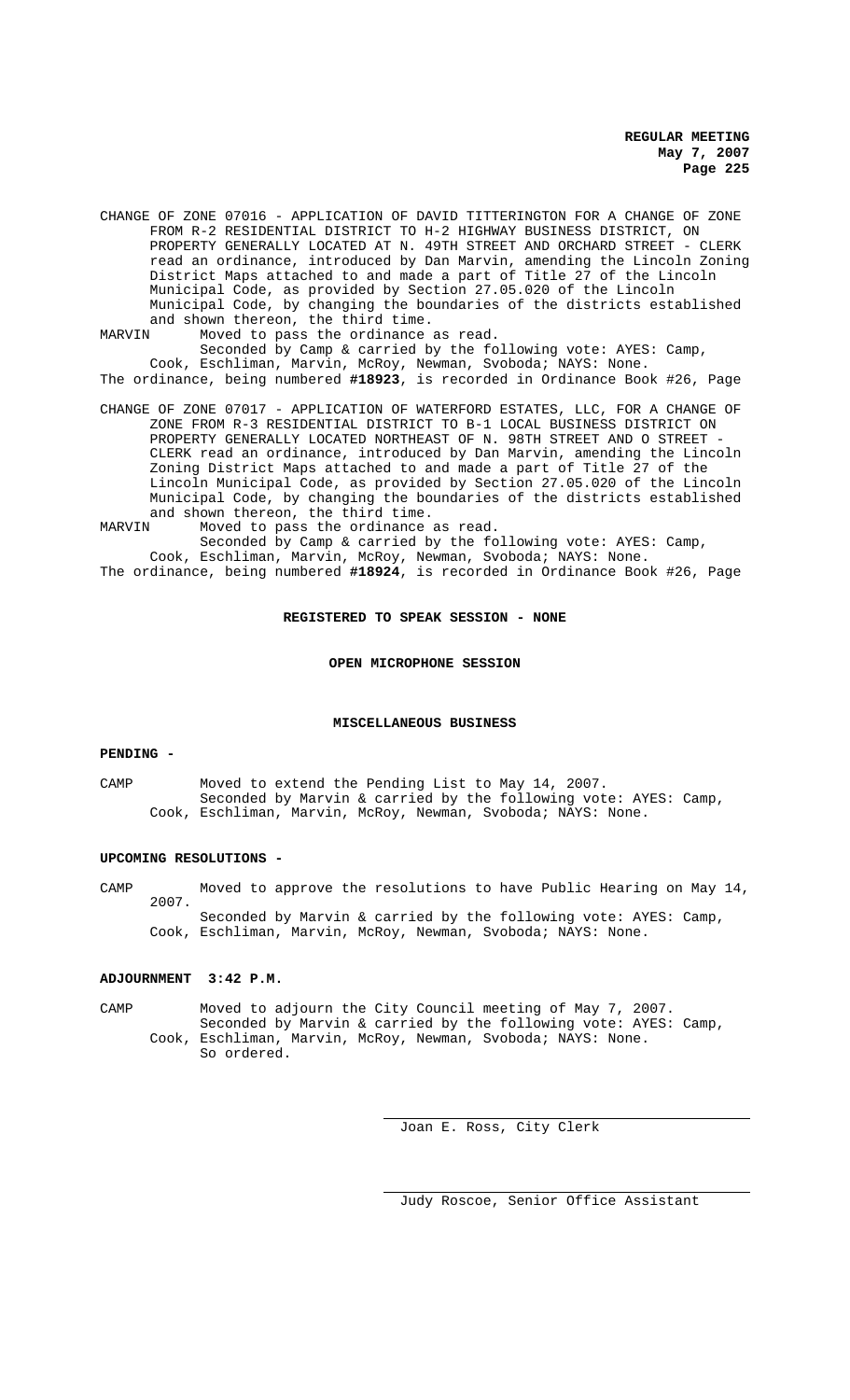CHANGE OF ZONE 07016 - APPLICATION OF DAVID TITTERINGTON FOR A CHANGE OF ZONE FROM R-2 RESIDENTIAL DISTRICT TO H-2 HIGHWAY BUSINESS DISTRICT, ON PROPERTY GENERALLY LOCATED AT N. 49TH STREET AND ORCHARD STREET - CLERK read an ordinance, introduced by Dan Marvin, amending the Lincoln Zoning District Maps attached to and made a part of Title 27 of the Lincoln Municipal Code, as provided by Section 27.05.020 of the Lincoln Municipal Code, by changing the boundaries of the districts established and shown thereon, the third time.

MARVIN Moved to pass the ordinance as read.

Seconded by Camp & carried by the following vote: AYES: Camp, Cook, Eschliman, Marvin, McRoy, Newman, Svoboda; NAYS: None.

The ordinance, being numbered **#18923**, is recorded in Ordinance Book #26, Page

CHANGE OF ZONE 07017 - APPLICATION OF WATERFORD ESTATES, LLC, FOR A CHANGE OF ZONE FROM R-3 RESIDENTIAL DISTRICT TO B-1 LOCAL BUSINESS DISTRICT ON PROPERTY GENERALLY LOCATED NORTHEAST OF N. 98TH STREET AND O STREET - CLERK read an ordinance, introduced by Dan Marvin, amending the Lincoln Zoning District Maps attached to and made a part of Title 27 of the Lincoln Municipal Code, as provided by Section 27.05.020 of the Lincoln Municipal Code, by changing the boundaries of the districts established and shown thereon, the third time.

MARVIN Moved to pass the ordinance as read.

Seconded by Camp & carried by the following vote: AYES: Camp, Cook, Eschliman, Marvin, McRoy, Newman, Svoboda; NAYS: None.

The ordinance, being numbered **#18924**, is recorded in Ordinance Book #26, Page

**REGISTERED TO SPEAK SESSION - NONE**

**OPEN MICROPHONE SESSION**

**MISCELLANEOUS BUSINESS**

**PENDING -**

CAMP Moved to extend the Pending List to May 14, 2007.

Seconded by Marvin & carried by the following vote: AYES: Camp, Cook, Eschliman, Marvin, McRoy, Newman, Svoboda; NAYS: None.

**UPCOMING RESOLUTIONS -**

CAMP Moved to approve the resolutions to have Public Hearing on May 14, 2007.

Seconded by Marvin & carried by the following vote: AYES: Camp, Cook, Eschliman, Marvin, McRoy, Newman, Svoboda; NAYS: None.

**ADJOURNMENT 3:42 P.M.**

CAMP Moved to adjourn the City Council meeting of May 7, 2007.

Seconded by Marvin & carried by the following vote: AYES: Camp, Cook, Eschliman, Marvin, McRoy, Newman, Svoboda; NAYS: None.

So ordered.

Joan E. Ross, City Clerk

Judy Roscoe, Senior Office Assistant